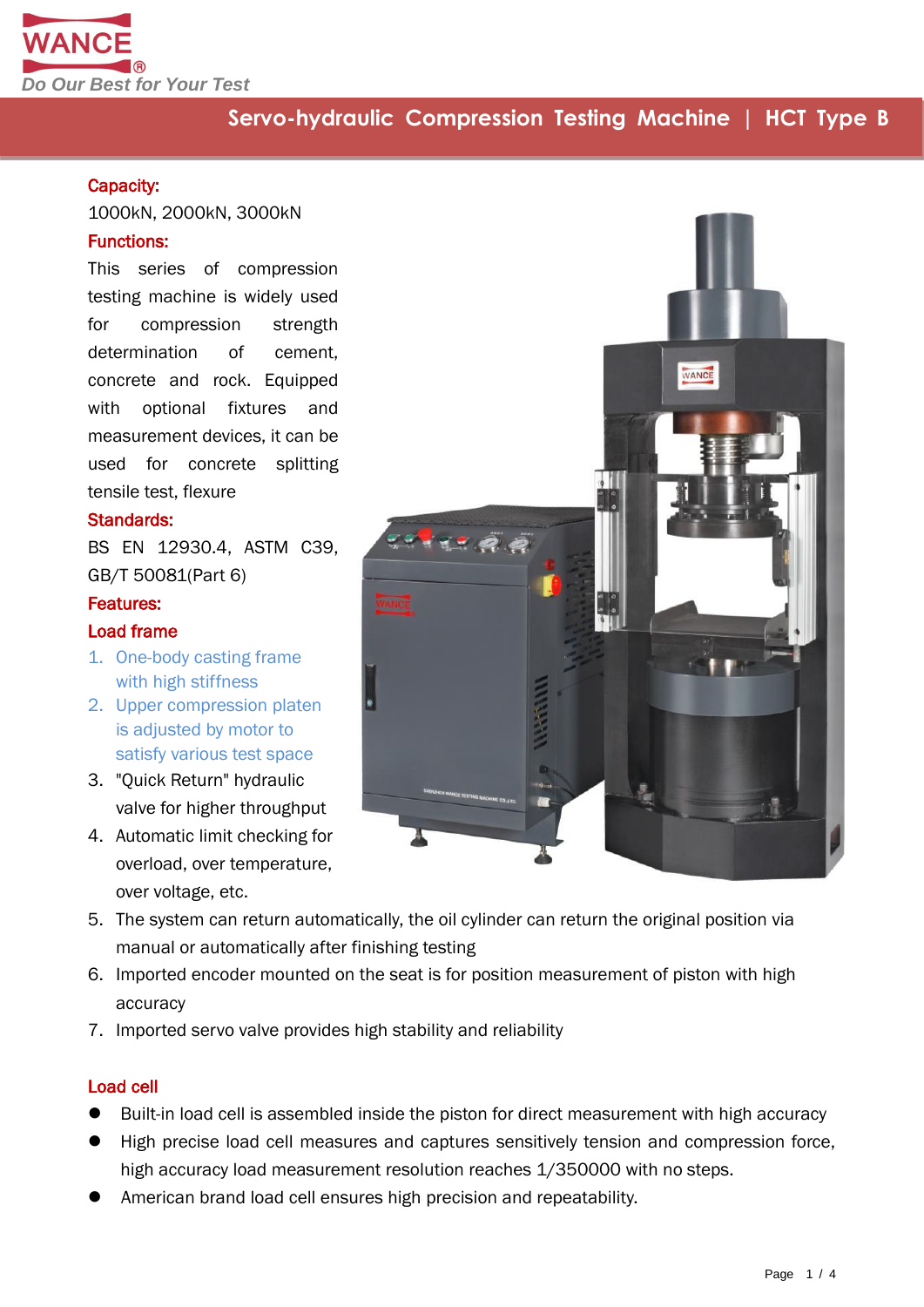# Servo-hydraulic Compression Testing Machine | HCT Type B

**Capacity:**

1000kN, 2000kN, 3000kN

**Functions:**

This series of compression testing machine is widely used for compression strength determination of cement, concrete and rock. Equipped with optional fixtures and measurement devices, it can be used for concrete splitting tensile test, flexure

**Standards:**

BS EN 12930.4, ASTM C39, GB/T 50081(Part 6)

**Features:**

**Load frame**

1. One-body casting frame with high stiffness
2. Upper compression platen is adjusted by motor to satisfy various test space
3. "Quick Return" hydraulic valve for higher throughput
4. Automatic limit checking for overload, over temperature, over voltage, etc.
5. The system can return automatically, the oil cylinder can return the original position via manual or automatically after finishing testing
6. Imported encoder mounted on the seat is for position measurement of piston with high accuracy
7. Imported servo valve provides high stability and reliability

**Load cell**

- Built-in load cell is assembled inside the piston for direct measurement with high accuracy
- High precise load cell measures and captures sensitively tension and compression force, high accuracy load measurement resolution reaches 1/350000 with no steps.
- American brand load cell ensures high precision and repeatability.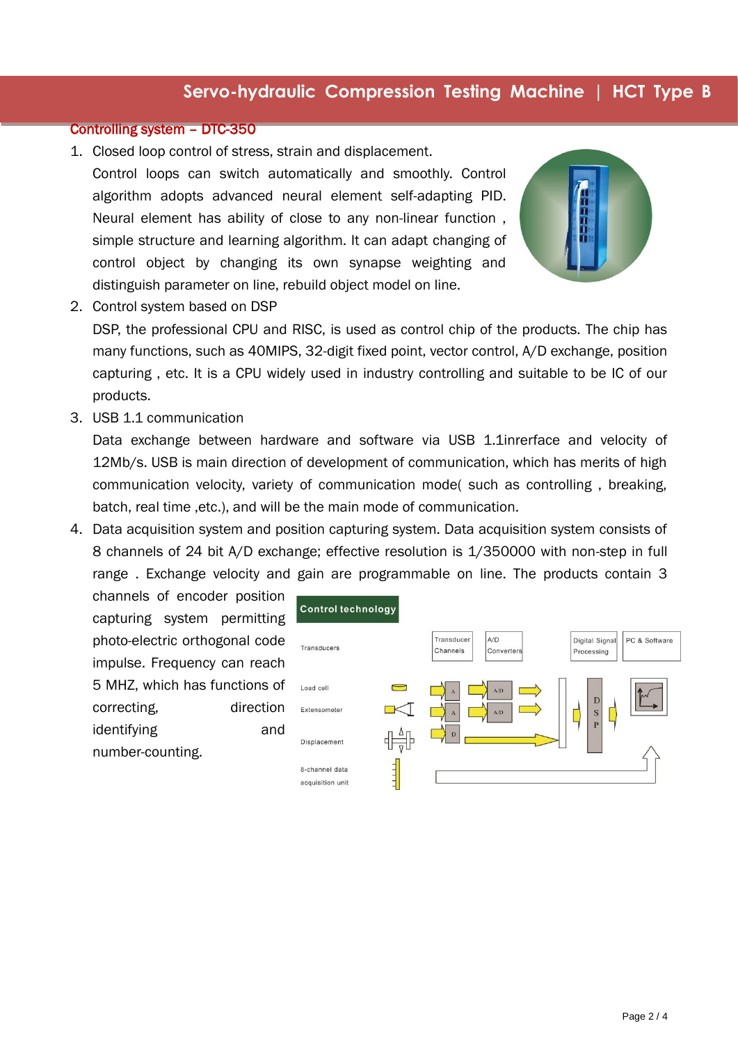## Controlling system – DTC-350

1. Closed loop control of stress, strain and displacement.
   Control loops can switch automatically and smoothly. Control algorithm adopts advanced neural element self-adapting PID. Neural element has ability of close to any non-linear function , simple structure and learning algorithm. It can adapt changing of control object by changing its own synapse weighting and distinguish parameter on line, rebuild object model on line.
2. Control system based on DSP
   DSP, the professional CPU and RISC, is used as control chip of the products. The chip has many functions, such as 40MIPS, 32-digit fixed point, vector control, A/D exchange, position capturing , etc. It is a CPU widely used in industry controlling and suitable to be IC of our products.
3. USB 1.1 communication
   Data exchange between hardware and software via USB 1.1inrerface and velocity of 12Mb/s. USB is main direction of development of communication, which has merits of high communication velocity, variety of communication mode( such as controlling , breaking, batch, real time ,etc.), and will be the main mode of communication.
4. Data acquisition system and position capturing system. Data acquisition system consists of 8 channels of 24 bit A/D exchange; effective resolution is 1/350000 with non-step in full range . Exchange velocity and gain are programmable on line. The products contain 3 channels of encoder position capturing system permitting photo-electric orthogonal code impulse. Frequency can reach 5 MHZ, which has functions of correcting, direction identifying and number-counting.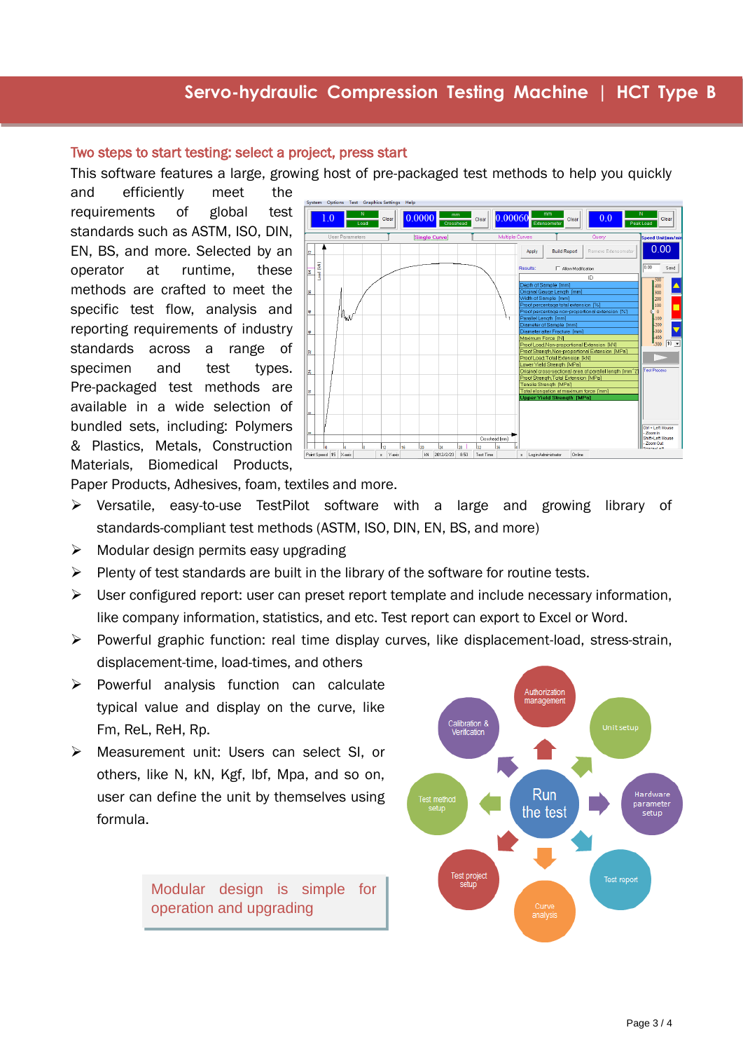## Two steps to start testing: select a project, press start

This software features a large, growing host of pre-packaged test methods to help you quickly and efficiently meet the requirements of global test standards such as ASTM, ISO, DIN, EN, BS, and more. Selected by an operator at runtime, these methods are crafted to meet the specific test flow, analysis and reporting requirements of industry standards across a range of specimen and test types. Pre-packaged test methods are available in a wide selection of bundled sets, including: Polymers & Plastics, Metals, Construction Materials, Biomedical Products, Paper Products, Adhesives, foam, textiles and more.

- Versatile, easy-to-use TestPilot software with a large and growing library of standards-compliant test methods (ASTM, ISO, DIN, EN, BS, and more)
- Modular design permits easy upgrading
- Plenty of test standards are built in the library of the software for routine tests.
- User configured report: user can preset report template and include necessary information, like company information, statistics, and etc. Test report can export to Excel or Word.
- Powerful graphic function: real time display curves, like displacement-load, stress-strain, displacement-time, load-times, and others
- Powerful analysis function can calculate typical value and display on the curve, like Fm, ReL, ReH, Rp.
- Measurement unit: Users can select SI, or others, like N, kN, Kgf, lbf, Mpa, and so on, user can define the unit by themselves using formula.

Modular design is simple for operation and upgrading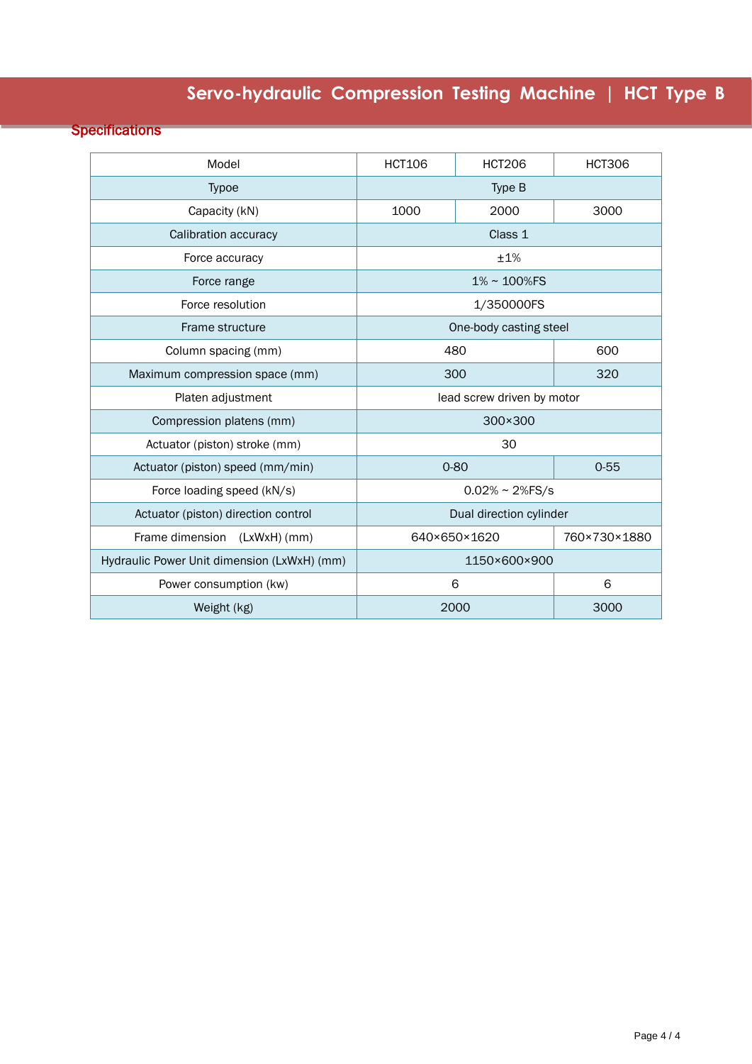## Specifications

| Model | HCT106 | HCT206 | HCT306 |
|---|---|---|---|
| Typoe | Type B | | |
| Capacity (kN) | 1000 | 2000 | 3000 |
| Calibration accuracy | Class 1 | | |
| Force accuracy | ±1% | | |
| Force range | 1% ~ 100%FS | | |
| Force resolution | 1/350000FS | | |
| Frame structure | One-body casting steel | | |
| Column spacing (mm) | 480 | | 600 |
| Maximum compression space (mm) | 300 | | 320 |
| Platen adjustment | lead screw driven by motor | | |
| Compression platens (mm) | 300×300 | | |
| Actuator (piston) stroke (mm) | 30 | | |
| Actuator (piston) speed (mm/min) | 0-80 | | 0-55 |
| Force loading speed (kN/s) | 0.02% ~ 2%FS/s | | |
| Actuator (piston) direction control | Dual direction cylinder | | |
| Frame dimension (LxWxH) (mm) | 640×650×1620 | | 760×730×1880 |
| Hydraulic Power Unit dimension (LxWxH) (mm) | 1150×600×900 | | |
| Power consumption (kw) | 6 | | 6 |
| Weight (kg) | 2000 | | 3000 |